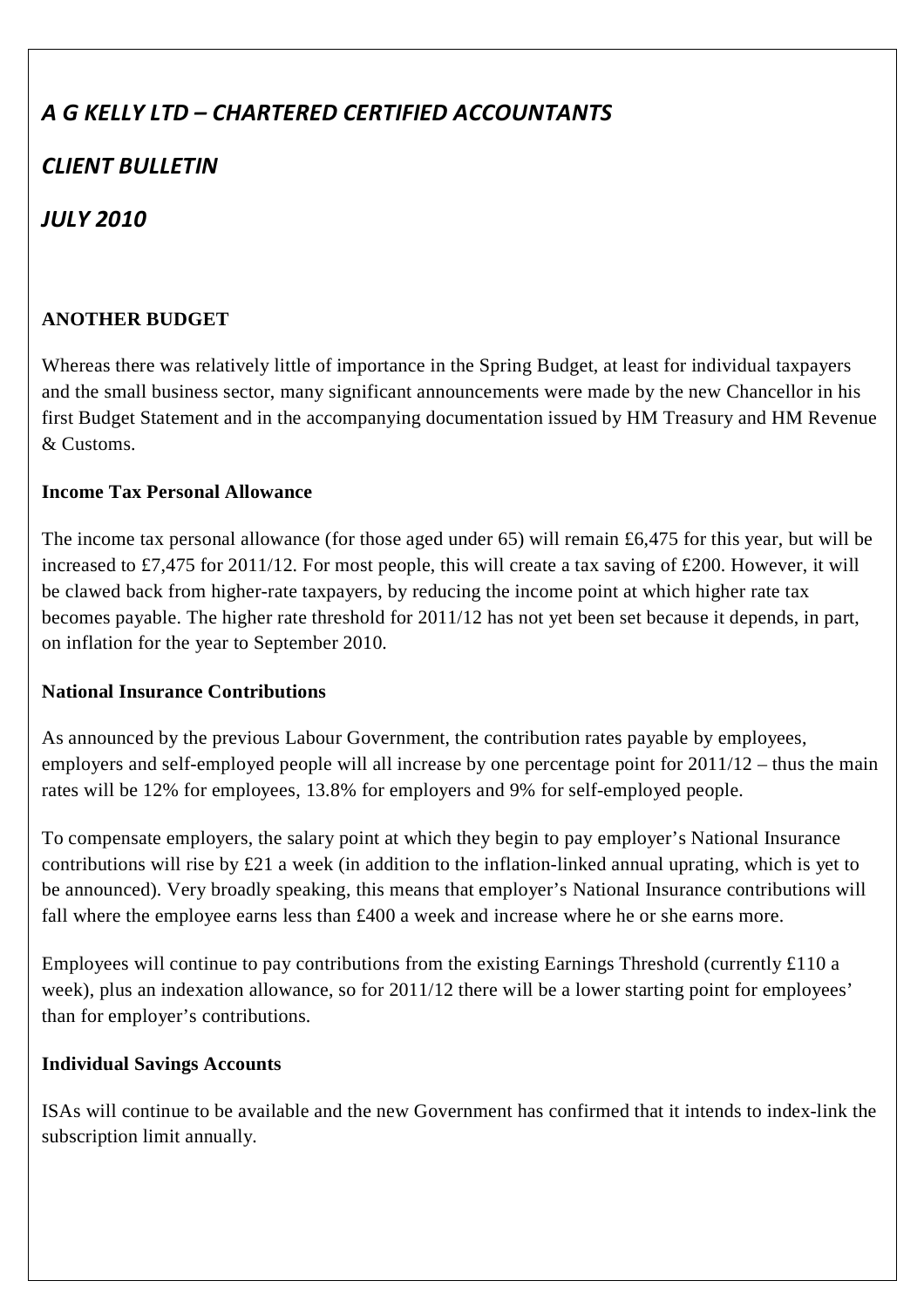# *A G KELLY LTD – CHARTERED CERTIFIED ACCOUNTANTS*

## *CLIENT BULLETIN*

## *JULY 2010*

### ANOTHER BUDGET

Whereas there was relatively little of importance in the Spring Budget, at least for individual taxpayers and the small business sector, many significant announcements were made by the new Chancellor in his first Budget Statement and in the accompanying documentation issued by HM Treasury and HM Revenue & Customs.

#### Income Tax Personal Allowance

The income tax personal allowance (for those aged under 65) will remain £6,475 for this year, but will be increased to £7,475 for 2011/12. For most people, this will create a tax saving of £200. However, it will be clawed back from higher-rate taxpayers, by reducing the income point at which higher rate tax becomes payable. The higher rate threshold for 2011/12 has not yet been set because it depends, in part, on inflation for the year to September 2010.

#### National Insurance Contributions

As announced by the previous Labour Government, the contribution rates payable by employees, employers and self-employed people will all increase by one percentage point for 2011/12 – thus the main rates will be 12% for employees, 13.8% for employers and 9% for self-employed people.

To compensate employers, the salary point at which they begin to pay employer's National Insurance contributions will rise by £21 a week (in addition to the inflation-linked annual uprating, which is yet to be announced). Very broadly speaking, this means that employer's National Insurance contributions will fall where the employee earns less than £400 a week and increase where he or she earns more.

Employees will continue to pay contributions from the existing Earnings Threshold (currently £110 a week), plus an indexation allowance, so for 2011/12 there will be a lower starting point for employees' than for employer's contributions.

#### Individual Savings Accounts

ISAs will continue to be available and the new Government has confirmed that it intends to index-link the subscription limit annually.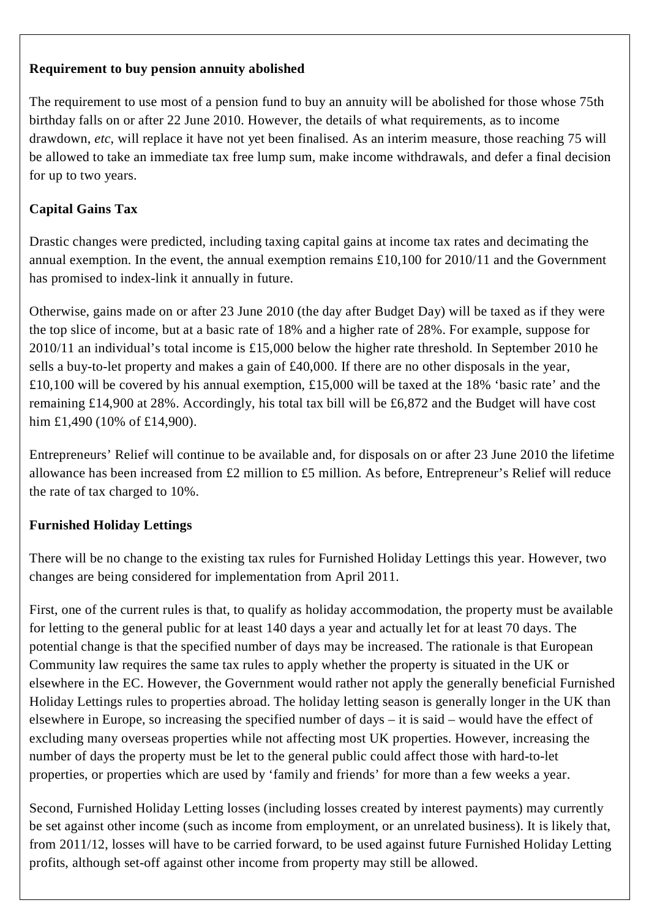**Requirement to buy pension annuity abolished**

The requirement to use most of a pension fund to buy an annuity will be abolished for those whose 75th birthday falls on or after 22 June 2010. However, the details of what requirements, as to income drawdown, *etc*, will replace it have not yet been finalised. As an interim measure, those reaching 75 will be allowed to take an immediate tax free lump sum, make income withdrawals, and defer a final decision for up to two years.

**Capital Gains Tax**

Drastic changes were predicted, including taxing capital gains at income tax rates and decimating the annual exemption. In the event, the annual exemption remains £10,100 for 2010/11 and the Government has promised to index-link it annually in future.

Otherwise, gains made on or after 23 June 2010 (the day after Budget Day) will be taxed as if they were the top slice of income, but at a basic rate of 18% and a higher rate of 28%. For example, suppose for 2010/11 an individual's total income is £15,000 below the higher rate threshold. In September 2010 he sells a buy-to-let property and makes a gain of £40,000. If there are no other disposals in the year, £10,100 will be covered by his annual exemption, £15,000 will be taxed at the 18% 'basic rate' and the remaining £14,900 at 28%. Accordingly, his total tax bill will be £6,872 and the Budget will have cost him £1,490 (10% of £14,900).

Entrepreneurs' Relief will continue to be available and, for disposals on or after 23 June 2010 the lifetime allowance has been increased from £2 million to £5 million. As before, Entrepreneur's Relief will reduce the rate of tax charged to 10%.

**Furnished Holiday Lettings**

There will be no change to the existing tax rules for Furnished Holiday Lettings this year. However, two changes are being considered for implementation from April 2011.

First, one of the current rules is that, to qualify as holiday accommodation, the property must be available for letting to the general public for at least 140 days a year and actually let for at least 70 days. The potential change is that the specified number of days may be increased. The rationale is that European Community law requires the same tax rules to apply whether the property is situated in the UK or elsewhere in the EC. However, the Government would rather not apply the generally beneficial Furnished Holiday Lettings rules to properties abroad. The holiday letting season is generally longer in the UK than elsewhere in Europe, so increasing the specified number of days – it is said – would have the effect of excluding many overseas properties while not affecting most UK properties. However, increasing the number of days the property must be let to the general public could affect those with hard-to-let properties, or properties which are used by 'family and friends' for more than a few weeks a year.

Second, Furnished Holiday Letting losses (including losses created by interest payments) may currently be set against other income (such as income from employment, or an unrelated business). It is likely that, from 2011/12, losses will have to be carried forward, to be used against future Furnished Holiday Letting profits, although set-off against other income from property may still be allowed.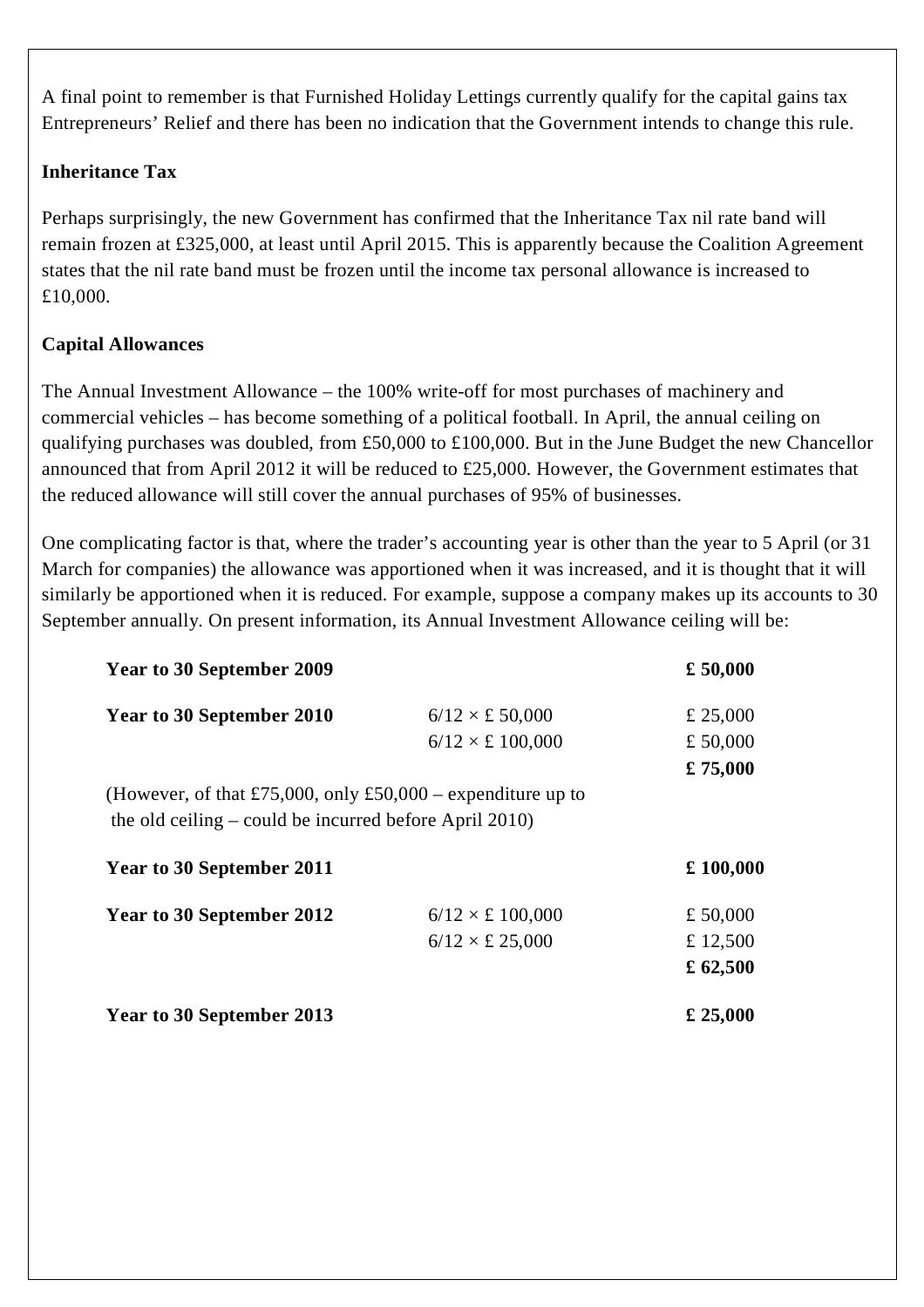A final point to remember is that Furnished Holiday Lettings currently qualify for the capital gains tax Entrepreneurs' Relief and there has been no indication that the Government intends to change this rule.

**Inheritance Tax**

Perhaps surprisingly, the new Government has confirmed that the Inheritance Tax nil rate band will remain frozen at £325,000, at least until April 2015. This is apparently because the Coalition Agreement states that the nil rate band must be frozen until the income tax personal allowance is increased to £10,000.

**Capital Allowances**

The Annual Investment Allowance – the 100% write-off for most purchases of machinery and commercial vehicles – has become something of a political football. In April, the annual ceiling on qualifying purchases was doubled, from £50,000 to £100,000. But in the June Budget the new Chancellor announced that from April 2012 it will be reduced to £25,000. However, the Government estimates that the reduced allowance will still cover the annual purchases of 95% of businesses.

One complicating factor is that, where the trader's accounting year is other than the year to 5 April (or 31 March for companies) the allowance was apportioned when it was increased, and it is thought that it will similarly be apportioned when it is reduced. For example, suppose a company makes up its accounts to 30 September annually. On present information, its Annual Investment Allowance ceiling will be:

| | | |
|---|---|---|
| **Year to 30 September 2009** | | **£ 50,000** |
| **Year to 30 September 2010** | 6/12 × £ 50,000 | £ 25,000 |
| | 6/12 × £ 100,000 | £ 50,000 |
| | | **£ 75,000** |
| (However, of that £75,000, only £50,000 – expenditure up to the old ceiling – could be incurred before April 2010) | | |
| **Year to 30 September 2011** | | **£ 100,000** |
| **Year to 30 September 2012** | 6/12 × £ 100,000 | £ 50,000 |
| | 6/12 × £ 25,000 | £ 12,500 |
| | | **£ 62,500** |
| **Year to 30 September 2013** | | **£ 25,000** |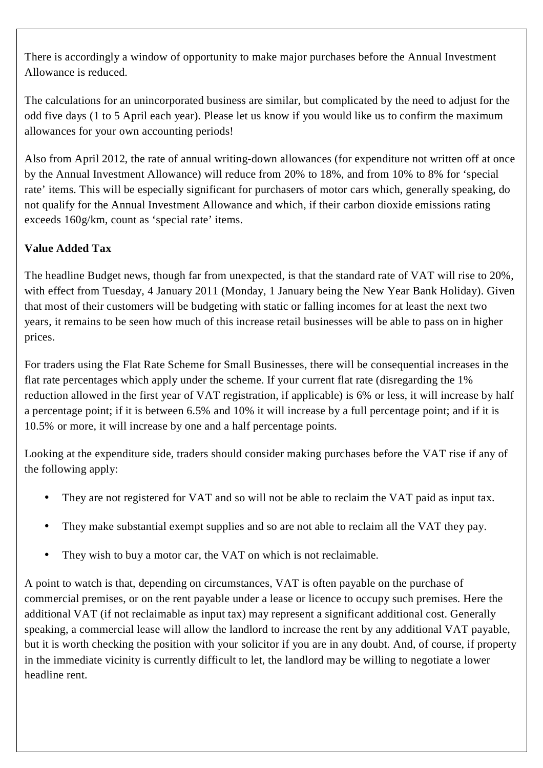There is accordingly a window of opportunity to make major purchases before the Annual Investment Allowance is reduced.

The calculations for an unincorporated business are similar, but complicated by the need to adjust for the odd five days (1 to 5 April each year). Please let us know if you would like us to confirm the maximum allowances for your own accounting periods!

Also from April 2012, the rate of annual writing-down allowances (for expenditure not written off at once by the Annual Investment Allowance) will reduce from 20% to 18%, and from 10% to 8% for 'special rate' items. This will be especially significant for purchasers of motor cars which, generally speaking, do not qualify for the Annual Investment Allowance and which, if their carbon dioxide emissions rating exceeds 160g/km, count as 'special rate' items.

**Value Added Tax**

The headline Budget news, though far from unexpected, is that the standard rate of VAT will rise to 20%, with effect from Tuesday, 4 January 2011 (Monday, 1 January being the New Year Bank Holiday). Given that most of their customers will be budgeting with static or falling incomes for at least the next two years, it remains to be seen how much of this increase retail businesses will be able to pass on in higher prices.

For traders using the Flat Rate Scheme for Small Businesses, there will be consequential increases in the flat rate percentages which apply under the scheme. If your current flat rate (disregarding the 1% reduction allowed in the first year of VAT registration, if applicable) is 6% or less, it will increase by half a percentage point; if it is between 6.5% and 10% it will increase by a full percentage point; and if it is 10.5% or more, it will increase by one and a half percentage points.

Looking at the expenditure side, traders should consider making purchases before the VAT rise if any of the following apply:

- They are not registered for VAT and so will not be able to reclaim the VAT paid as input tax.
- They make substantial exempt supplies and so are not able to reclaim all the VAT they pay.
- They wish to buy a motor car, the VAT on which is not reclaimable.

A point to watch is that, depending on circumstances, VAT is often payable on the purchase of commercial premises, or on the rent payable under a lease or licence to occupy such premises. Here the additional VAT (if not reclaimable as input tax) may represent a significant additional cost. Generally speaking, a commercial lease will allow the landlord to increase the rent by any additional VAT payable, but it is worth checking the position with your solicitor if you are in any doubt. And, of course, if property in the immediate vicinity is currently difficult to let, the landlord may be willing to negotiate a lower headline rent.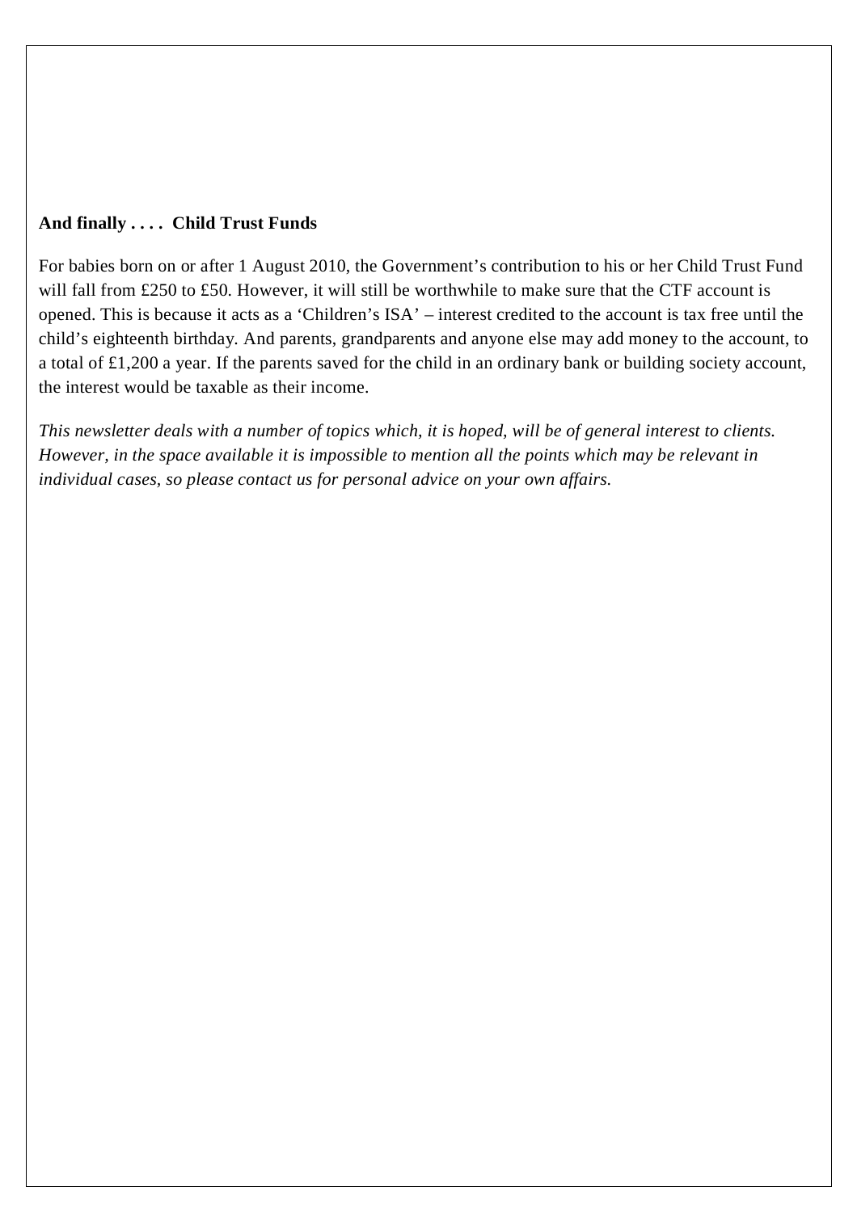**And finally . . . . Child Trust Funds**

For babies born on or after 1 August 2010, the Government's contribution to his or her Child Trust Fund will fall from £250 to £50. However, it will still be worthwhile to make sure that the CTF account is opened. This is because it acts as a 'Children's ISA' – interest credited to the account is tax free until the child's eighteenth birthday. And parents, grandparents and anyone else may add money to the account, to a total of £1,200 a year. If the parents saved for the child in an ordinary bank or building society account, the interest would be taxable as their income.

*This newsletter deals with a number of topics which, it is hoped, will be of general interest to clients. However, in the space available it is impossible to mention all the points which may be relevant in individual cases, so please contact us for personal advice on your own affairs.*